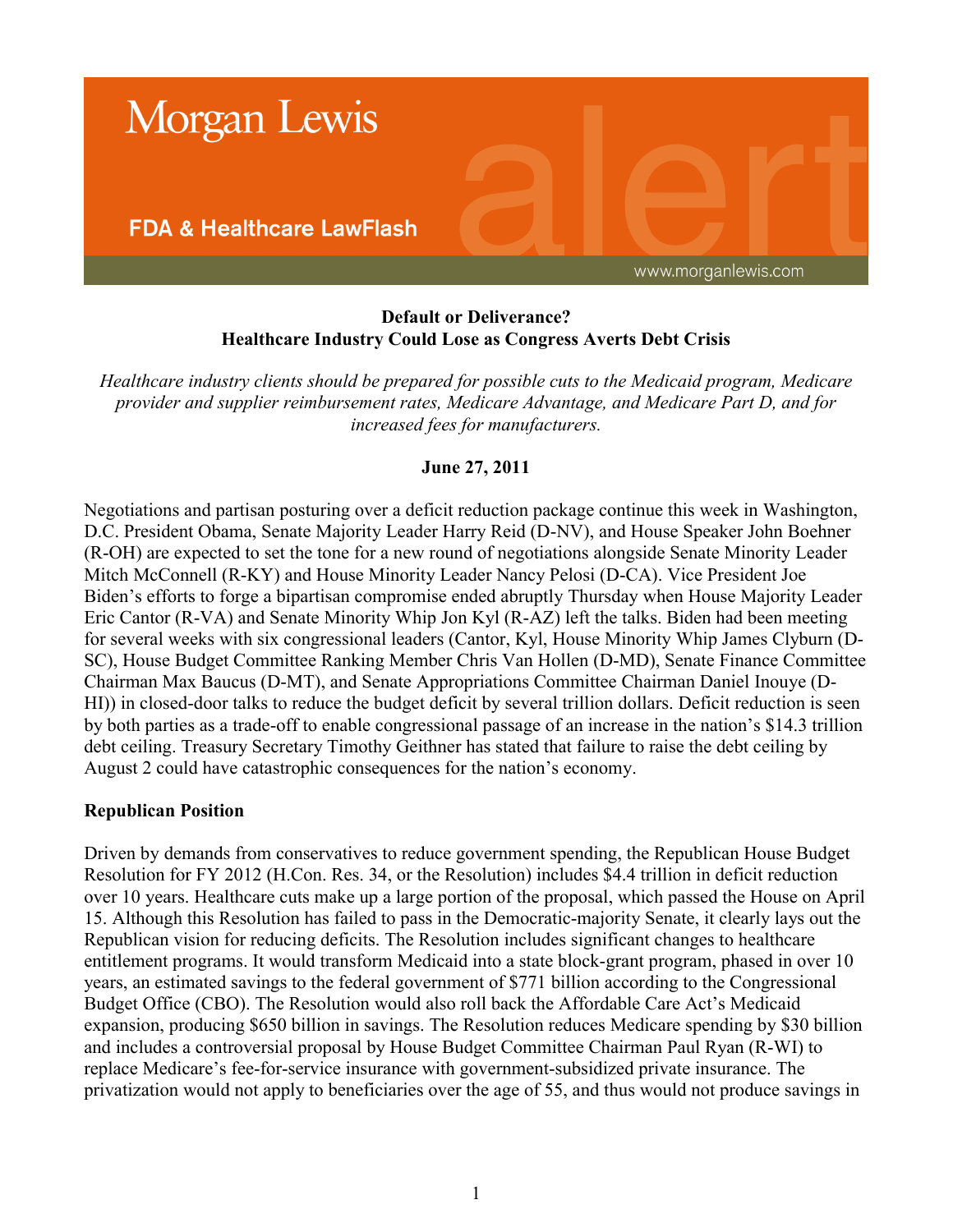Morgan Lewis

FDA & Healthcare LawFlash

**Default or Deliverance?**
**Healthcare Industry Could Lose as Congress Averts Debt Crisis**

*Healthcare industry clients should be prepared for possible cuts to the Medicaid program, Medicare provider and supplier reimbursement rates, Medicare Advantage, and Medicare Part D, and for increased fees for manufacturers.*

**June 27, 2011**

Negotiations and partisan posturing over a deficit reduction package continue this week in Washington, D.C. President Obama, Senate Majority Leader Harry Reid (D-NV), and House Speaker John Boehner (R-OH) are expected to set the tone for a new round of negotiations alongside Senate Minority Leader Mitch McConnell (R-KY) and House Minority Leader Nancy Pelosi (D-CA). Vice President Joe Biden's efforts to forge a bipartisan compromise ended abruptly Thursday when House Majority Leader Eric Cantor (R-VA) and Senate Minority Whip Jon Kyl (R-AZ) left the talks. Biden had been meeting for several weeks with six congressional leaders (Cantor, Kyl, House Minority Whip James Clyburn (D-SC), House Budget Committee Ranking Member Chris Van Hollen (D-MD), Senate Finance Committee Chairman Max Baucus (D-MT), and Senate Appropriations Committee Chairman Daniel Inouye (D-HI)) in closed-door talks to reduce the budget deficit by several trillion dollars. Deficit reduction is seen by both parties as a trade-off to enable congressional passage of an increase in the nation's $14.3 trillion debt ceiling. Treasury Secretary Timothy Geithner has stated that failure to raise the debt ceiling by August 2 could have catastrophic consequences for the nation's economy.

## Republican Position

Driven by demands from conservatives to reduce government spending, the Republican House Budget Resolution for FY 2012 (H.Con. Res. 34, or the Resolution) includes $4.4 trillion in deficit reduction over 10 years. Healthcare cuts make up a large portion of the proposal, which passed the House on April 15. Although this Resolution has failed to pass in the Democratic-majority Senate, it clearly lays out the Republican vision for reducing deficits. The Resolution includes significant changes to healthcare entitlement programs. It would transform Medicaid into a state block-grant program, phased in over 10 years, an estimated savings to the federal government of $771 billion according to the Congressional Budget Office (CBO). The Resolution would also roll back the Affordable Care Act's Medicaid expansion, producing $650 billion in savings. The Resolution reduces Medicare spending by $30 billion and includes a controversial proposal by House Budget Committee Chairman Paul Ryan (R-WI) to replace Medicare's fee-for-service insurance with government-subsidized private insurance. The privatization would not apply to beneficiaries over the age of 55, and thus would not produce savings in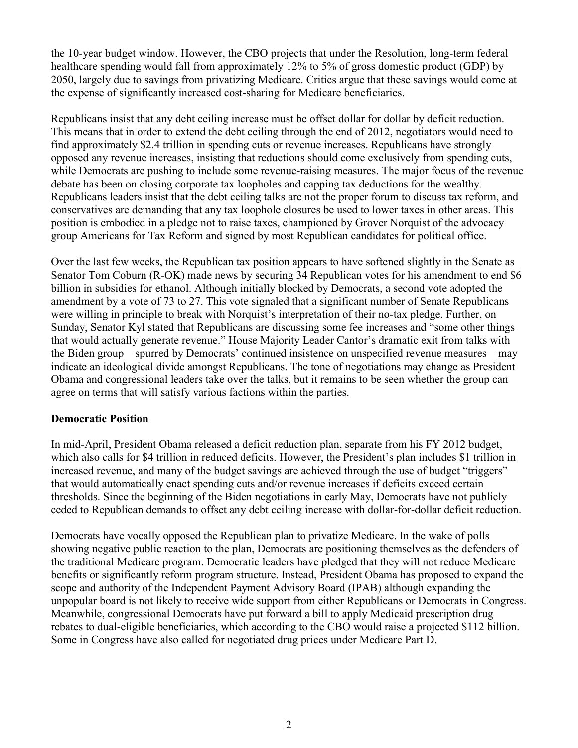the 10-year budget window. However, the CBO projects that under the Resolution, long-term federal healthcare spending would fall from approximately 12% to 5% of gross domestic product (GDP) by 2050, largely due to savings from privatizing Medicare. Critics argue that these savings would come at the expense of significantly increased cost-sharing for Medicare beneficiaries.

Republicans insist that any debt ceiling increase must be offset dollar for dollar by deficit reduction. This means that in order to extend the debt ceiling through the end of 2012, negotiators would need to find approximately $2.4 trillion in spending cuts or revenue increases. Republicans have strongly opposed any revenue increases, insisting that reductions should come exclusively from spending cuts, while Democrats are pushing to include some revenue-raising measures. The major focus of the revenue debate has been on closing corporate tax loopholes and capping tax deductions for the wealthy. Republicans leaders insist that the debt ceiling talks are not the proper forum to discuss tax reform, and conservatives are demanding that any tax loophole closures be used to lower taxes in other areas. This position is embodied in a pledge not to raise taxes, championed by Grover Norquist of the advocacy group Americans for Tax Reform and signed by most Republican candidates for political office.

Over the last few weeks, the Republican tax position appears to have softened slightly in the Senate as Senator Tom Coburn (R-OK) made news by securing 34 Republican votes for his amendment to end $6 billion in subsidies for ethanol. Although initially blocked by Democrats, a second vote adopted the amendment by a vote of 73 to 27. This vote signaled that a significant number of Senate Republicans were willing in principle to break with Norquist's interpretation of their no-tax pledge. Further, on Sunday, Senator Kyl stated that Republicans are discussing some fee increases and "some other things that would actually generate revenue." House Majority Leader Cantor's dramatic exit from talks with the Biden group—spurred by Democrats' continued insistence on unspecified revenue measures—may indicate an ideological divide amongst Republicans. The tone of negotiations may change as President Obama and congressional leaders take over the talks, but it remains to be seen whether the group can agree on terms that will satisfy various factions within the parties.

**Democratic Position**

In mid-April, President Obama released a deficit reduction plan, separate from his FY 2012 budget, which also calls for $4 trillion in reduced deficits. However, the President's plan includes $1 trillion in increased revenue, and many of the budget savings are achieved through the use of budget "triggers" that would automatically enact spending cuts and/or revenue increases if deficits exceed certain thresholds. Since the beginning of the Biden negotiations in early May, Democrats have not publicly ceded to Republican demands to offset any debt ceiling increase with dollar-for-dollar deficit reduction.

Democrats have vocally opposed the Republican plan to privatize Medicare. In the wake of polls showing negative public reaction to the plan, Democrats are positioning themselves as the defenders of the traditional Medicare program. Democratic leaders have pledged that they will not reduce Medicare benefits or significantly reform program structure. Instead, President Obama has proposed to expand the scope and authority of the Independent Payment Advisory Board (IPAB) although expanding the unpopular board is not likely to receive wide support from either Republicans or Democrats in Congress. Meanwhile, congressional Democrats have put forward a bill to apply Medicaid prescription drug rebates to dual-eligible beneficiaries, which according to the CBO would raise a projected $112 billion. Some in Congress have also called for negotiated drug prices under Medicare Part D.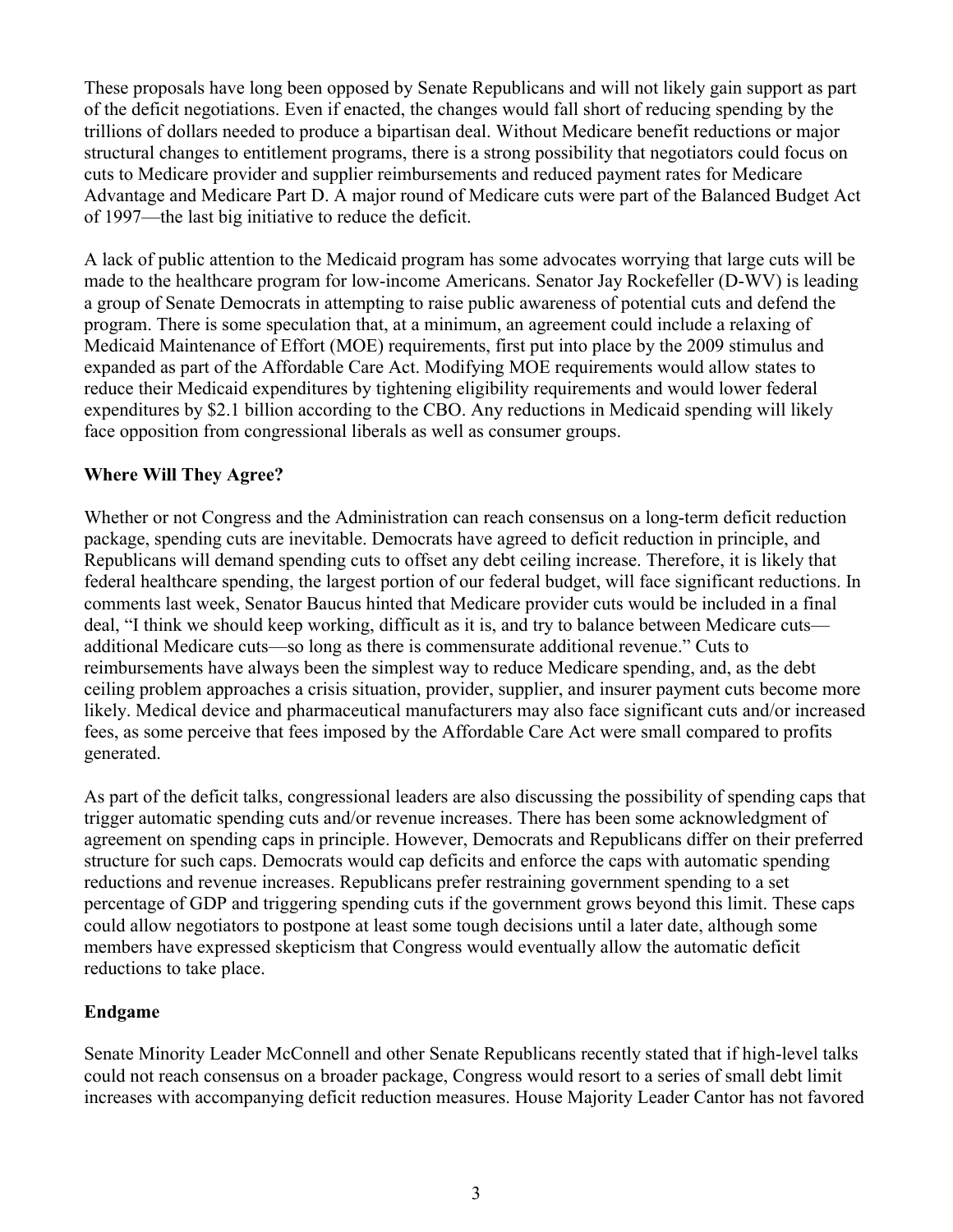These proposals have long been opposed by Senate Republicans and will not likely gain support as part of the deficit negotiations. Even if enacted, the changes would fall short of reducing spending by the trillions of dollars needed to produce a bipartisan deal. Without Medicare benefit reductions or major structural changes to entitlement programs, there is a strong possibility that negotiators could focus on cuts to Medicare provider and supplier reimbursements and reduced payment rates for Medicare Advantage and Medicare Part D. A major round of Medicare cuts were part of the Balanced Budget Act of 1997—the last big initiative to reduce the deficit.

A lack of public attention to the Medicaid program has some advocates worrying that large cuts will be made to the healthcare program for low-income Americans. Senator Jay Rockefeller (D-WV) is leading a group of Senate Democrats in attempting to raise public awareness of potential cuts and defend the program. There is some speculation that, at a minimum, an agreement could include a relaxing of Medicaid Maintenance of Effort (MOE) requirements, first put into place by the 2009 stimulus and expanded as part of the Affordable Care Act. Modifying MOE requirements would allow states to reduce their Medicaid expenditures by tightening eligibility requirements and would lower federal expenditures by $2.1 billion according to the CBO. Any reductions in Medicaid spending will likely face opposition from congressional liberals as well as consumer groups.

**Where Will They Agree?**

Whether or not Congress and the Administration can reach consensus on a long-term deficit reduction package, spending cuts are inevitable. Democrats have agreed to deficit reduction in principle, and Republicans will demand spending cuts to offset any debt ceiling increase. Therefore, it is likely that federal healthcare spending, the largest portion of our federal budget, will face significant reductions. In comments last week, Senator Baucus hinted that Medicare provider cuts would be included in a final deal, "I think we should keep working, difficult as it is, and try to balance between Medicare cuts—additional Medicare cuts—so long as there is commensurate additional revenue." Cuts to reimbursements have always been the simplest way to reduce Medicare spending, and, as the debt ceiling problem approaches a crisis situation, provider, supplier, and insurer payment cuts become more likely. Medical device and pharmaceutical manufacturers may also face significant cuts and/or increased fees, as some perceive that fees imposed by the Affordable Care Act were small compared to profits generated.

As part of the deficit talks, congressional leaders are also discussing the possibility of spending caps that trigger automatic spending cuts and/or revenue increases. There has been some acknowledgment of agreement on spending caps in principle. However, Democrats and Republicans differ on their preferred structure for such caps. Democrats would cap deficits and enforce the caps with automatic spending reductions and revenue increases. Republicans prefer restraining government spending to a set percentage of GDP and triggering spending cuts if the government grows beyond this limit. These caps could allow negotiators to postpone at least some tough decisions until a later date, although some members have expressed skepticism that Congress would eventually allow the automatic deficit reductions to take place.

**Endgame**

Senate Minority Leader McConnell and other Senate Republicans recently stated that if high-level talks could not reach consensus on a broader package, Congress would resort to a series of small debt limit increases with accompanying deficit reduction measures. House Majority Leader Cantor has not favored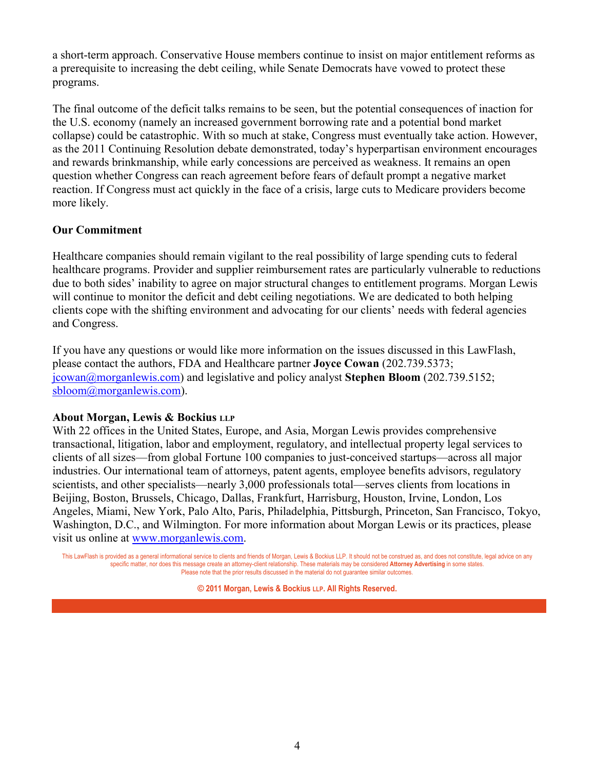a short-term approach. Conservative House members continue to insist on major entitlement reforms as a prerequisite to increasing the debt ceiling, while Senate Democrats have vowed to protect these programs.

The final outcome of the deficit talks remains to be seen, but the potential consequences of inaction for the U.S. economy (namely an increased government borrowing rate and a potential bond market collapse) could be catastrophic. With so much at stake, Congress must eventually take action. However, as the 2011 Continuing Resolution debate demonstrated, today's hyperpartisan environment encourages and rewards brinkmanship, while early concessions are perceived as weakness. It remains an open question whether Congress can reach agreement before fears of default prompt a negative market reaction. If Congress must act quickly in the face of a crisis, large cuts to Medicare providers become more likely.

**Our Commitment**

Healthcare companies should remain vigilant to the real possibility of large spending cuts to federal healthcare programs. Provider and supplier reimbursement rates are particularly vulnerable to reductions due to both sides' inability to agree on major structural changes to entitlement programs. Morgan Lewis will continue to monitor the deficit and debt ceiling negotiations. We are dedicated to both helping clients cope with the shifting environment and advocating for our clients' needs with federal agencies and Congress.

If you have any questions or would like more information on the issues discussed in this LawFlash, please contact the authors, FDA and Healthcare partner **Joyce Cowan** (202.739.5373; jcowan@morganlewis.com) and legislative and policy analyst **Stephen Bloom** (202.739.5152; sbloom@morganlewis.com).

**About Morgan, Lewis & Bockius LLP**

With 22 offices in the United States, Europe, and Asia, Morgan Lewis provides comprehensive transactional, litigation, labor and employment, regulatory, and intellectual property legal services to clients of all sizes—from global Fortune 100 companies to just-conceived startups—across all major industries. Our international team of attorneys, patent agents, employee benefits advisors, regulatory scientists, and other specialists—nearly 3,000 professionals total—serves clients from locations in Beijing, Boston, Brussels, Chicago, Dallas, Frankfurt, Harrisburg, Houston, Irvine, London, Los Angeles, Miami, New York, Palo Alto, Paris, Philadelphia, Pittsburgh, Princeton, San Francisco, Tokyo, Washington, D.C., and Wilmington. For more information about Morgan Lewis or its practices, please visit us online at www.morganlewis.com.

This LawFlash is provided as a general informational service to clients and friends of Morgan, Lewis & Bockius LLP. It should not be construed as, and does not constitute, legal advice on any specific matter, nor does this message create an attorney-client relationship. These materials may be considered **Attorney Advertising** in some states. Please note that the prior results discussed in the material do not guarantee similar outcomes.

**© 2011 Morgan, Lewis & Bockius LLP. All Rights Reserved.**